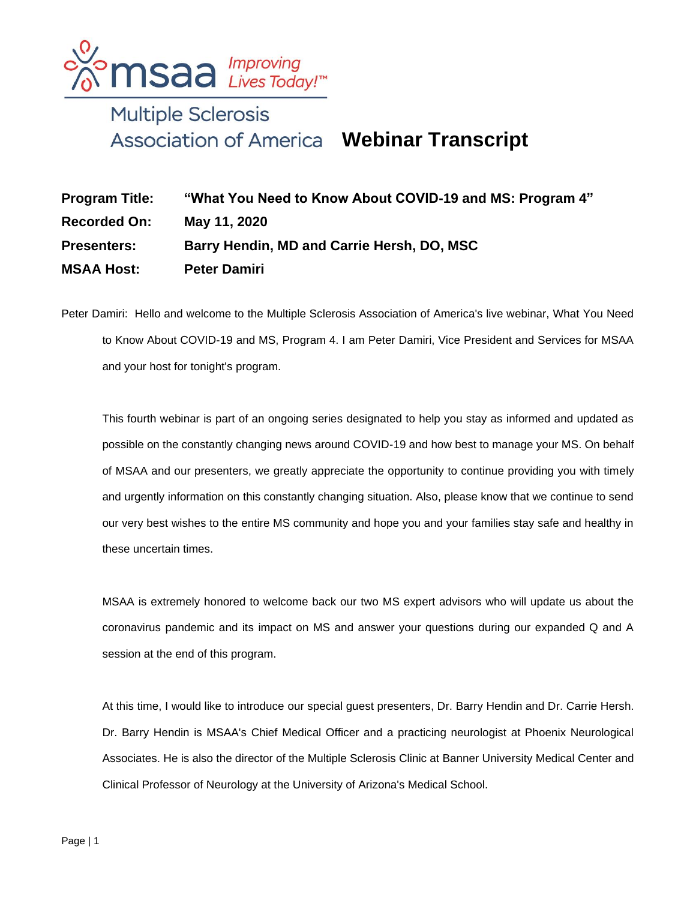msaa Improving Lives Today!™

Multiple Sclerosis Association of America

# Webinar Transcript

**Program Title:** "What You Need to Know About COVID-19 and MS: Program 4"

**Recorded On:** May 11, 2020

**Presenters:** Barry Hendin, MD and Carrie Hersh, DO, MSC

**MSAA Host:** Peter Damiri

Peter Damiri: Hello and welcome to the Multiple Sclerosis Association of America's live webinar, What You Need to Know About COVID-19 and MS, Program 4. I am Peter Damiri, Vice President and Services for MSAA and your host for tonight's program.

This fourth webinar is part of an ongoing series designated to help you stay as informed and updated as possible on the constantly changing news around COVID-19 and how best to manage your MS. On behalf of MSAA and our presenters, we greatly appreciate the opportunity to continue providing you with timely and urgently information on this constantly changing situation. Also, please know that we continue to send our very best wishes to the entire MS community and hope you and your families stay safe and healthy in these uncertain times.

MSAA is extremely honored to welcome back our two MS expert advisors who will update us about the coronavirus pandemic and its impact on MS and answer your questions during our expanded Q and A session at the end of this program.

At this time, I would like to introduce our special guest presenters, Dr. Barry Hendin and Dr. Carrie Hersh. Dr. Barry Hendin is MSAA's Chief Medical Officer and a practicing neurologist at Phoenix Neurological Associates. He is also the director of the Multiple Sclerosis Clinic at Banner University Medical Center and Clinical Professor of Neurology at the University of Arizona's Medical School.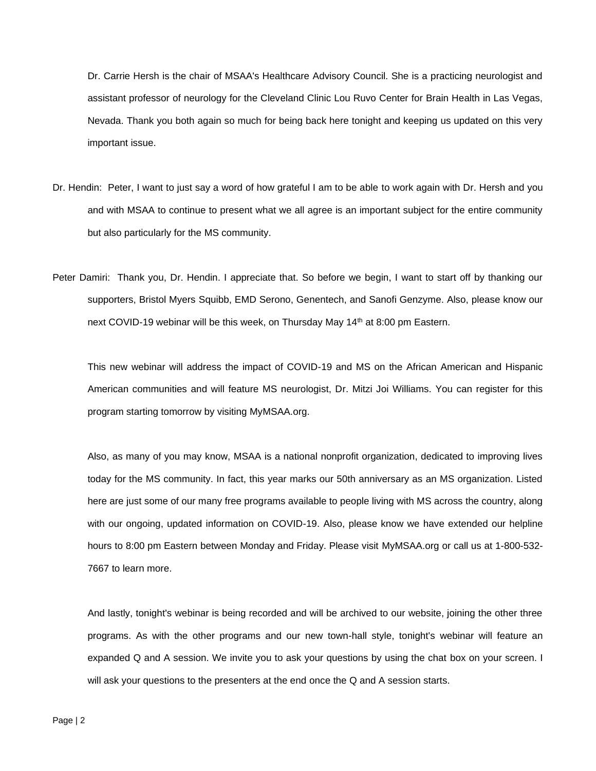Dr. Carrie Hersh is the chair of MSAA's Healthcare Advisory Council. She is a practicing neurologist and assistant professor of neurology for the Cleveland Clinic Lou Ruvo Center for Brain Health in Las Vegas, Nevada. Thank you both again so much for being back here tonight and keeping us updated on this very important issue.

Dr. Hendin: Peter, I want to just say a word of how grateful I am to be able to work again with Dr. Hersh and you and with MSAA to continue to present what we all agree is an important subject for the entire community but also particularly for the MS community.

Peter Damiri: Thank you, Dr. Hendin. I appreciate that. So before we begin, I want to start off by thanking our supporters, Bristol Myers Squibb, EMD Serono, Genentech, and Sanofi Genzyme. Also, please know our next COVID-19 webinar will be this week, on Thursday May 14th at 8:00 pm Eastern.

This new webinar will address the impact of COVID-19 and MS on the African American and Hispanic American communities and will feature MS neurologist, Dr. Mitzi Joi Williams. You can register for this program starting tomorrow by visiting MyMSAA.org.

Also, as many of you may know, MSAA is a national nonprofit organization, dedicated to improving lives today for the MS community. In fact, this year marks our 50th anniversary as an MS organization. Listed here are just some of our many free programs available to people living with MS across the country, along with our ongoing, updated information on COVID-19. Also, please know we have extended our helpline hours to 8:00 pm Eastern between Monday and Friday. Please visit MyMSAA.org or call us at 1-800-532-7667 to learn more.

And lastly, tonight's webinar is being recorded and will be archived to our website, joining the other three programs. As with the other programs and our new town-hall style, tonight's webinar will feature an expanded Q and A session. We invite you to ask your questions by using the chat box on your screen. I will ask your questions to the presenters at the end once the Q and A session starts.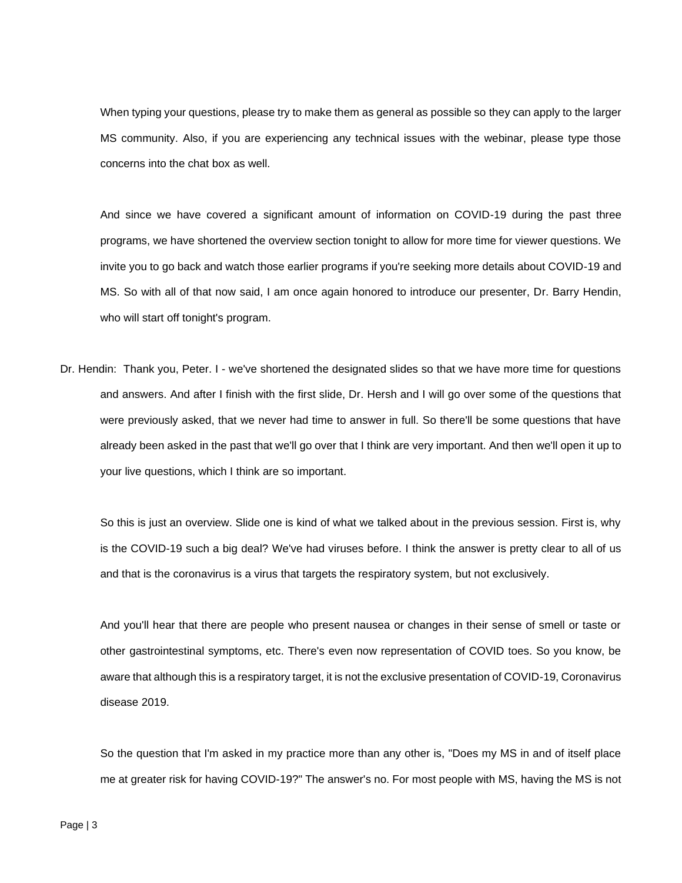When typing your questions, please try to make them as general as possible so they can apply to the larger MS community. Also, if you are experiencing any technical issues with the webinar, please type those concerns into the chat box as well.

And since we have covered a significant amount of information on COVID-19 during the past three programs, we have shortened the overview section tonight to allow for more time for viewer questions. We invite you to go back and watch those earlier programs if you're seeking more details about COVID-19 and MS. So with all of that now said, I am once again honored to introduce our presenter, Dr. Barry Hendin, who will start off tonight's program.

Dr. Hendin: Thank you, Peter. I - we've shortened the designated slides so that we have more time for questions and answers. And after I finish with the first slide, Dr. Hersh and I will go over some of the questions that were previously asked, that we never had time to answer in full. So there'll be some questions that have already been asked in the past that we'll go over that I think are very important. And then we'll open it up to your live questions, which I think are so important.

So this is just an overview. Slide one is kind of what we talked about in the previous session. First is, why is the COVID-19 such a big deal? We've had viruses before. I think the answer is pretty clear to all of us and that is the coronavirus is a virus that targets the respiratory system, but not exclusively.

And you'll hear that there are people who present nausea or changes in their sense of smell or taste or other gastrointestinal symptoms, etc. There's even now representation of COVID toes. So you know, be aware that although this is a respiratory target, it is not the exclusive presentation of COVID-19, Coronavirus disease 2019.

So the question that I'm asked in my practice more than any other is, "Does my MS in and of itself place me at greater risk for having COVID-19?" The answer's no. For most people with MS, having the MS is not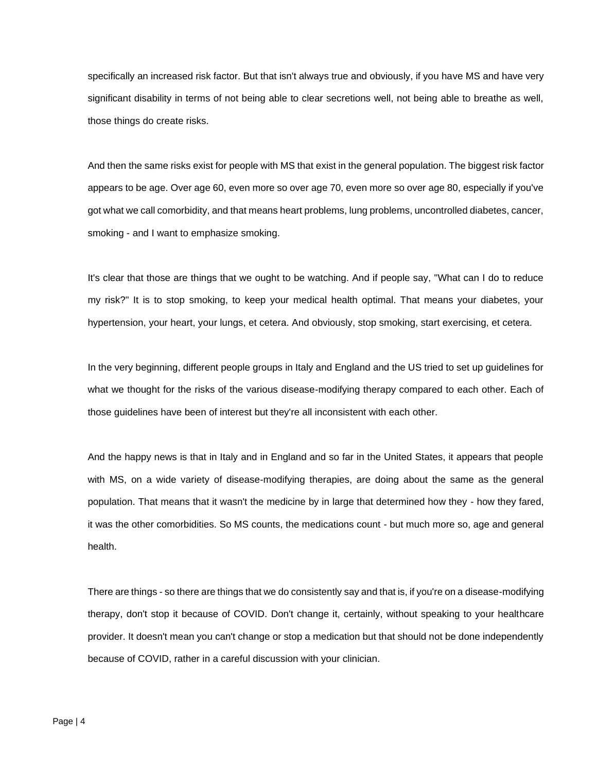specifically an increased risk factor. But that isn't always true and obviously, if you have MS and have very significant disability in terms of not being able to clear secretions well, not being able to breathe as well, those things do create risks.

And then the same risks exist for people with MS that exist in the general population. The biggest risk factor appears to be age. Over age 60, even more so over age 70, even more so over age 80, especially if you've got what we call comorbidity, and that means heart problems, lung problems, uncontrolled diabetes, cancer, smoking - and I want to emphasize smoking.

It's clear that those are things that we ought to be watching. And if people say, "What can I do to reduce my risk?" It is to stop smoking, to keep your medical health optimal. That means your diabetes, your hypertension, your heart, your lungs, et cetera. And obviously, stop smoking, start exercising, et cetera.

In the very beginning, different people groups in Italy and England and the US tried to set up guidelines for what we thought for the risks of the various disease-modifying therapy compared to each other. Each of those guidelines have been of interest but they're all inconsistent with each other.

And the happy news is that in Italy and in England and so far in the United States, it appears that people with MS, on a wide variety of disease-modifying therapies, are doing about the same as the general population. That means that it wasn't the medicine by in large that determined how they - how they fared, it was the other comorbidities. So MS counts, the medications count - but much more so, age and general health.

There are things - so there are things that we do consistently say and that is, if you're on a disease-modifying therapy, don't stop it because of COVID. Don't change it, certainly, without speaking to your healthcare provider. It doesn't mean you can't change or stop a medication but that should not be done independently because of COVID, rather in a careful discussion with your clinician.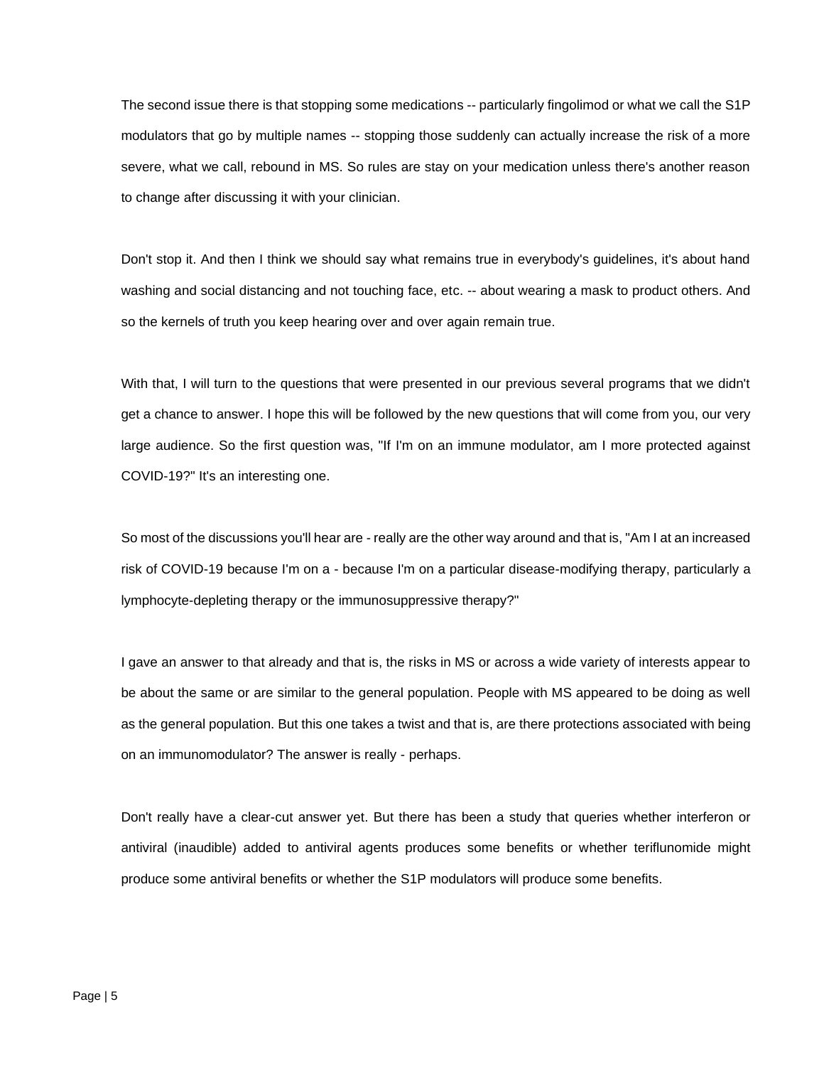The second issue there is that stopping some medications -- particularly fingolimod or what we call the S1P modulators that go by multiple names -- stopping those suddenly can actually increase the risk of a more severe, what we call, rebound in MS. So rules are stay on your medication unless there's another reason to change after discussing it with your clinician.

Don't stop it. And then I think we should say what remains true in everybody's guidelines, it's about hand washing and social distancing and not touching face, etc. -- about wearing a mask to product others. And so the kernels of truth you keep hearing over and over again remain true.

With that, I will turn to the questions that were presented in our previous several programs that we didn't get a chance to answer. I hope this will be followed by the new questions that will come from you, our very large audience. So the first question was, "If I'm on an immune modulator, am I more protected against COVID-19?" It's an interesting one.

So most of the discussions you'll hear are - really are the other way around and that is, "Am I at an increased risk of COVID-19 because I'm on a - because I'm on a particular disease-modifying therapy, particularly a lymphocyte-depleting therapy or the immunosuppressive therapy?"

I gave an answer to that already and that is, the risks in MS or across a wide variety of interests appear to be about the same or are similar to the general population. People with MS appeared to be doing as well as the general population. But this one takes a twist and that is, are there protections associated with being on an immunomodulator? The answer is really - perhaps.

Don't really have a clear-cut answer yet. But there has been a study that queries whether interferon or antiviral (inaudible) added to antiviral agents produces some benefits or whether teriflunomide might produce some antiviral benefits or whether the S1P modulators will produce some benefits.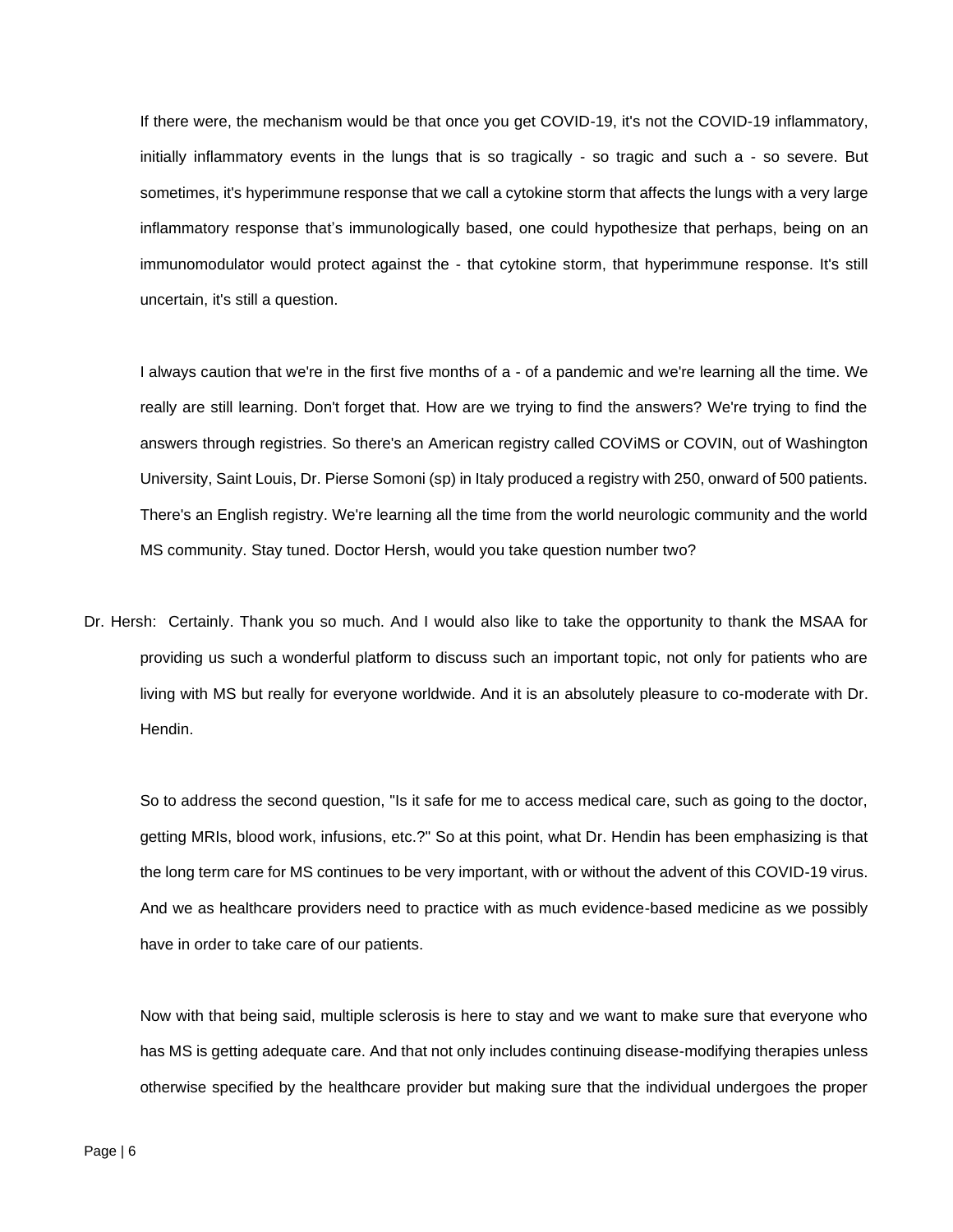If there were, the mechanism would be that once you get COVID-19, it's not the COVID-19 inflammatory, initially inflammatory events in the lungs that is so tragically - so tragic and such a - so severe. But sometimes, it's hyperimmune response that we call a cytokine storm that affects the lungs with a very large inflammatory response that's immunologically based, one could hypothesize that perhaps, being on an immunomodulator would protect against the - that cytokine storm, that hyperimmune response. It's still uncertain, it's still a question.

I always caution that we're in the first five months of a - of a pandemic and we're learning all the time. We really are still learning. Don't forget that. How are we trying to find the answers? We're trying to find the answers through registries. So there's an American registry called COViMS or COVIN, out of Washington University, Saint Louis, Dr. Pierse Somoni (sp) in Italy produced a registry with 250, onward of 500 patients. There's an English registry. We're learning all the time from the world neurologic community and the world MS community. Stay tuned. Doctor Hersh, would you take question number two?

Dr. Hersh: Certainly. Thank you so much. And I would also like to take the opportunity to thank the MSAA for providing us such a wonderful platform to discuss such an important topic, not only for patients who are living with MS but really for everyone worldwide. And it is an absolutely pleasure to co-moderate with Dr. Hendin.

So to address the second question, "Is it safe for me to access medical care, such as going to the doctor, getting MRIs, blood work, infusions, etc.?" So at this point, what Dr. Hendin has been emphasizing is that the long term care for MS continues to be very important, with or without the advent of this COVID-19 virus. And we as healthcare providers need to practice with as much evidence-based medicine as we possibly have in order to take care of our patients.

Now with that being said, multiple sclerosis is here to stay and we want to make sure that everyone who has MS is getting adequate care. And that not only includes continuing disease-modifying therapies unless otherwise specified by the healthcare provider but making sure that the individual undergoes the proper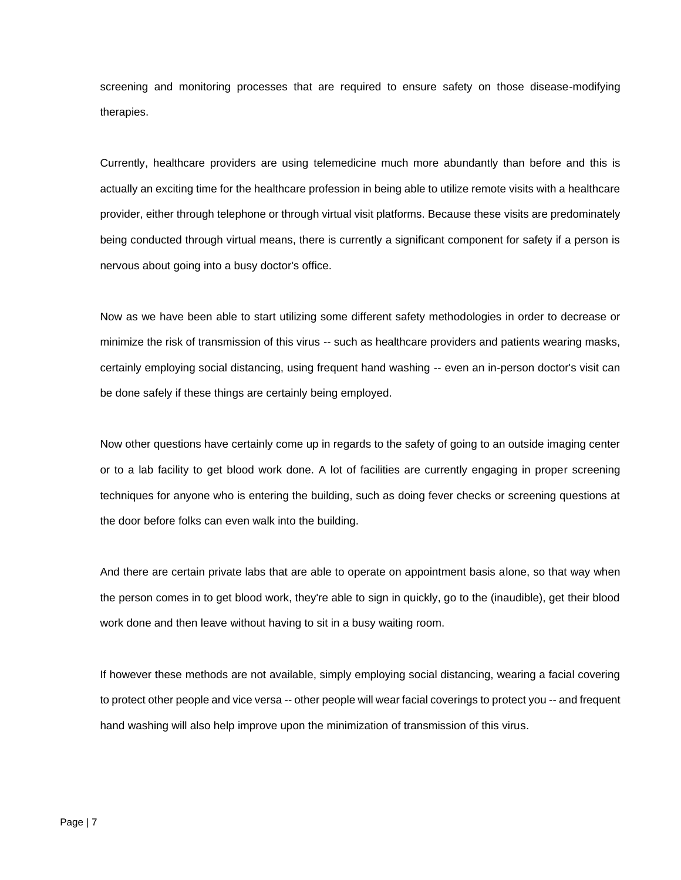screening and monitoring processes that are required to ensure safety on those disease-modifying therapies.

Currently, healthcare providers are using telemedicine much more abundantly than before and this is actually an exciting time for the healthcare profession in being able to utilize remote visits with a healthcare provider, either through telephone or through virtual visit platforms. Because these visits are predominately being conducted through virtual means, there is currently a significant component for safety if a person is nervous about going into a busy doctor's office.

Now as we have been able to start utilizing some different safety methodologies in order to decrease or minimize the risk of transmission of this virus -- such as healthcare providers and patients wearing masks, certainly employing social distancing, using frequent hand washing -- even an in-person doctor's visit can be done safely if these things are certainly being employed.

Now other questions have certainly come up in regards to the safety of going to an outside imaging center or to a lab facility to get blood work done. A lot of facilities are currently engaging in proper screening techniques for anyone who is entering the building, such as doing fever checks or screening questions at the door before folks can even walk into the building.

And there are certain private labs that are able to operate on appointment basis alone, so that way when the person comes in to get blood work, they're able to sign in quickly, go to the (inaudible), get their blood work done and then leave without having to sit in a busy waiting room.

If however these methods are not available, simply employing social distancing, wearing a facial covering to protect other people and vice versa -- other people will wear facial coverings to protect you -- and frequent hand washing will also help improve upon the minimization of transmission of this virus.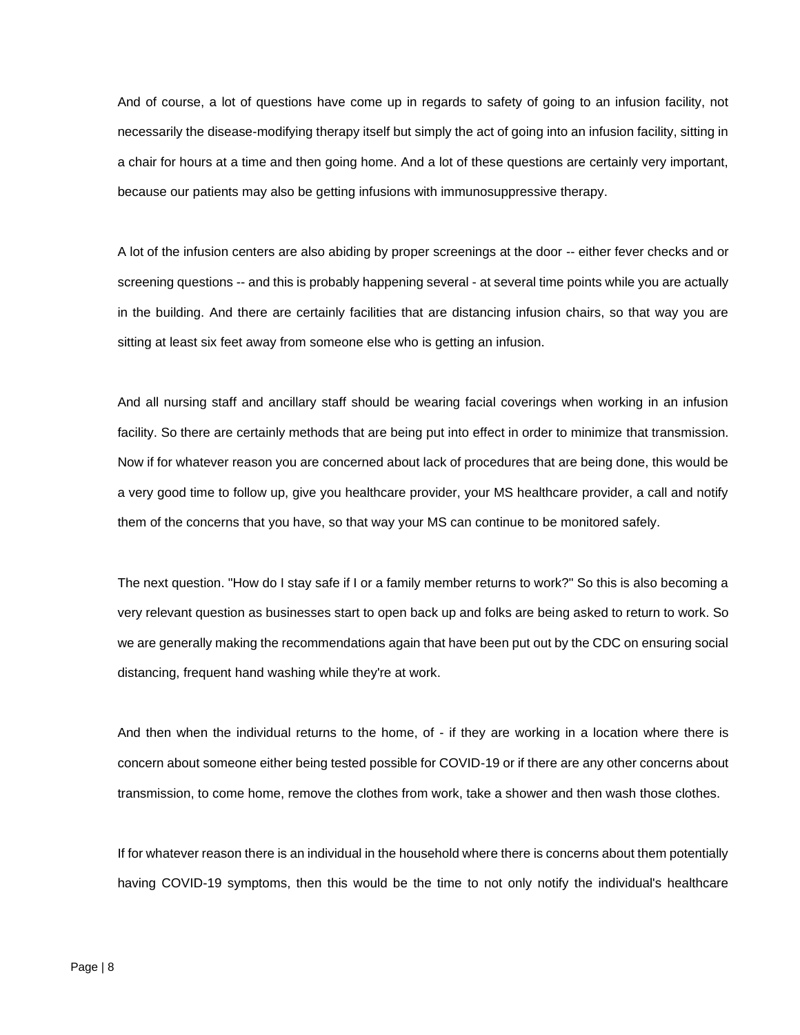And of course, a lot of questions have come up in regards to safety of going to an infusion facility, not necessarily the disease-modifying therapy itself but simply the act of going into an infusion facility, sitting in a chair for hours at a time and then going home. And a lot of these questions are certainly very important, because our patients may also be getting infusions with immunosuppressive therapy.

A lot of the infusion centers are also abiding by proper screenings at the door -- either fever checks and or screening questions -- and this is probably happening several - at several time points while you are actually in the building. And there are certainly facilities that are distancing infusion chairs, so that way you are sitting at least six feet away from someone else who is getting an infusion.

And all nursing staff and ancillary staff should be wearing facial coverings when working in an infusion facility. So there are certainly methods that are being put into effect in order to minimize that transmission. Now if for whatever reason you are concerned about lack of procedures that are being done, this would be a very good time to follow up, give you healthcare provider, your MS healthcare provider, a call and notify them of the concerns that you have, so that way your MS can continue to be monitored safely.

The next question. "How do I stay safe if I or a family member returns to work?" So this is also becoming a very relevant question as businesses start to open back up and folks are being asked to return to work. So we are generally making the recommendations again that have been put out by the CDC on ensuring social distancing, frequent hand washing while they're at work.

And then when the individual returns to the home, of - if they are working in a location where there is concern about someone either being tested possible for COVID-19 or if there are any other concerns about transmission, to come home, remove the clothes from work, take a shower and then wash those clothes.

If for whatever reason there is an individual in the household where there is concerns about them potentially having COVID-19 symptoms, then this would be the time to not only notify the individual's healthcare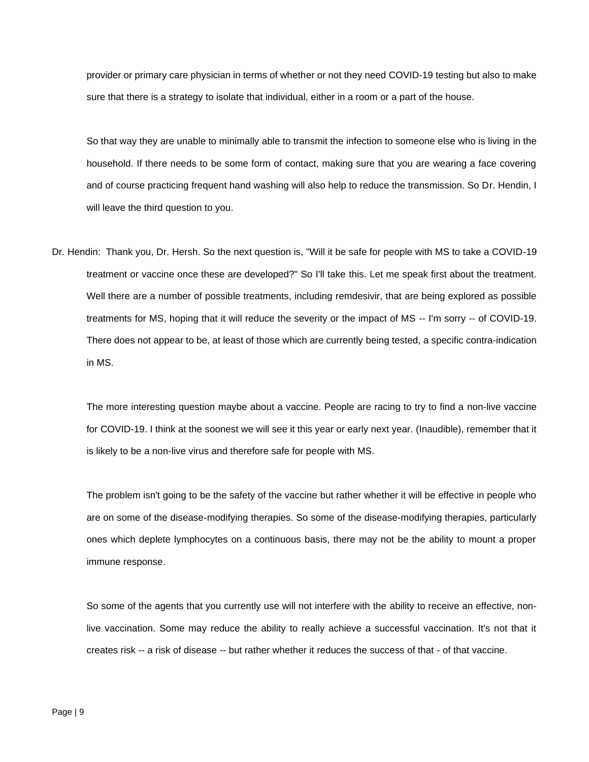provider or primary care physician in terms of whether or not they need COVID-19 testing but also to make sure that there is a strategy to isolate that individual, either in a room or a part of the house.

So that way they are unable to minimally able to transmit the infection to someone else who is living in the household. If there needs to be some form of contact, making sure that you are wearing a face covering and of course practicing frequent hand washing will also help to reduce the transmission. So Dr. Hendin, I will leave the third question to you.

Dr. Hendin: Thank you, Dr. Hersh. So the next question is, "Will it be safe for people with MS to take a COVID-19 treatment or vaccine once these are developed?" So I'll take this. Let me speak first about the treatment. Well there are a number of possible treatments, including remdesivir, that are being explored as possible treatments for MS, hoping that it will reduce the severity or the impact of MS -- I'm sorry -- of COVID-19. There does not appear to be, at least of those which are currently being tested, a specific contra-indication in MS.

The more interesting question maybe about a vaccine. People are racing to try to find a non-live vaccine for COVID-19. I think at the soonest we will see it this year or early next year. (Inaudible), remember that it is likely to be a non-live virus and therefore safe for people with MS.

The problem isn't going to be the safety of the vaccine but rather whether it will be effective in people who are on some of the disease-modifying therapies. So some of the disease-modifying therapies, particularly ones which deplete lymphocytes on a continuous basis, there may not be the ability to mount a proper immune response.

So some of the agents that you currently use will not interfere with the ability to receive an effective, non-live vaccination. Some may reduce the ability to really achieve a successful vaccination. It's not that it creates risk -- a risk of disease -- but rather whether it reduces the success of that - of that vaccine.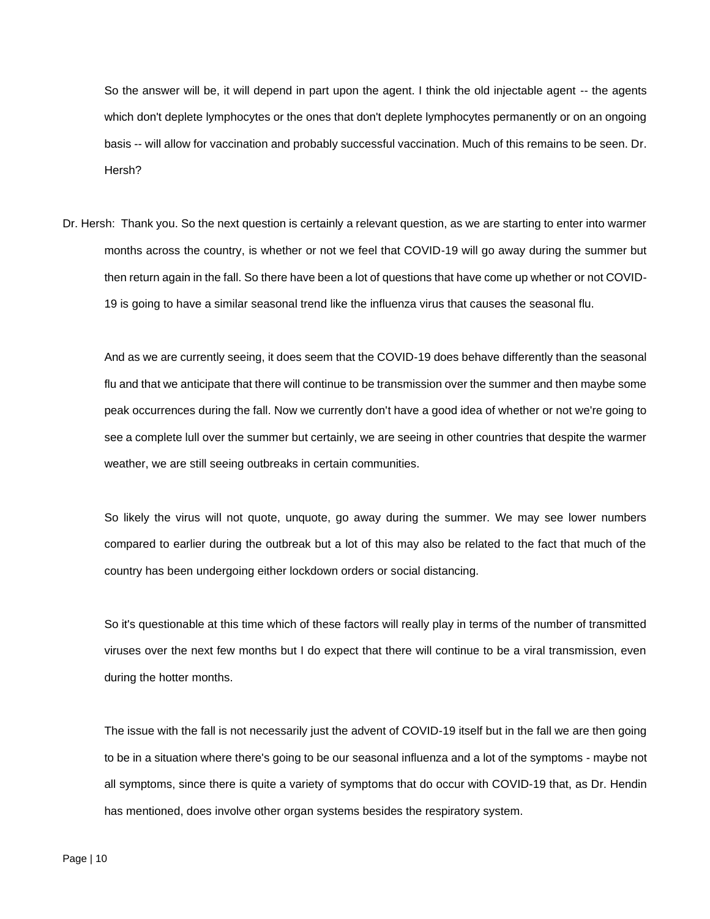So the answer will be, it will depend in part upon the agent. I think the old injectable agent -- the agents which don't deplete lymphocytes or the ones that don't deplete lymphocytes permanently or on an ongoing basis -- will allow for vaccination and probably successful vaccination. Much of this remains to be seen. Dr. Hersh?

Dr. Hersh: Thank you. So the next question is certainly a relevant question, as we are starting to enter into warmer months across the country, is whether or not we feel that COVID-19 will go away during the summer but then return again in the fall. So there have been a lot of questions that have come up whether or not COVID-19 is going to have a similar seasonal trend like the influenza virus that causes the seasonal flu.

And as we are currently seeing, it does seem that the COVID-19 does behave differently than the seasonal flu and that we anticipate that there will continue to be transmission over the summer and then maybe some peak occurrences during the fall. Now we currently don't have a good idea of whether or not we're going to see a complete lull over the summer but certainly, we are seeing in other countries that despite the warmer weather, we are still seeing outbreaks in certain communities.

So likely the virus will not quote, unquote, go away during the summer. We may see lower numbers compared to earlier during the outbreak but a lot of this may also be related to the fact that much of the country has been undergoing either lockdown orders or social distancing.

So it's questionable at this time which of these factors will really play in terms of the number of transmitted viruses over the next few months but I do expect that there will continue to be a viral transmission, even during the hotter months.

The issue with the fall is not necessarily just the advent of COVID-19 itself but in the fall we are then going to be in a situation where there's going to be our seasonal influenza and a lot of the symptoms - maybe not all symptoms, since there is quite a variety of symptoms that do occur with COVID-19 that, as Dr. Hendin has mentioned, does involve other organ systems besides the respiratory system.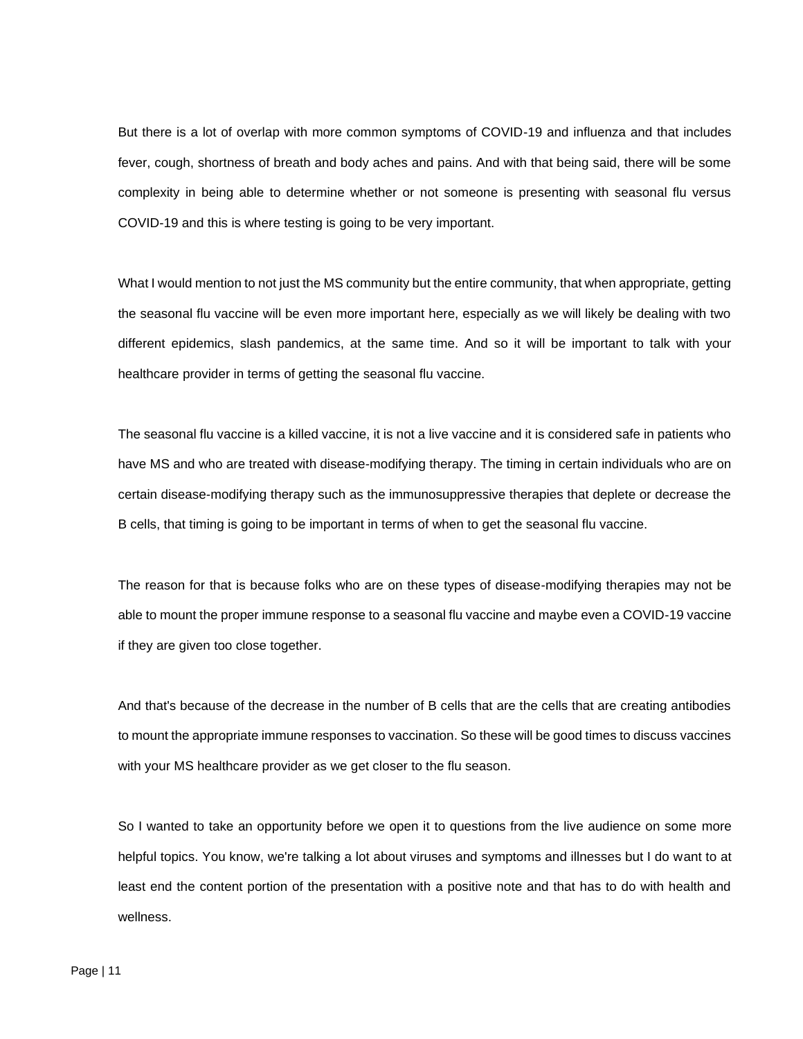But there is a lot of overlap with more common symptoms of COVID-19 and influenza and that includes fever, cough, shortness of breath and body aches and pains. And with that being said, there will be some complexity in being able to determine whether or not someone is presenting with seasonal flu versus COVID-19 and this is where testing is going to be very important.

What I would mention to not just the MS community but the entire community, that when appropriate, getting the seasonal flu vaccine will be even more important here, especially as we will likely be dealing with two different epidemics, slash pandemics, at the same time. And so it will be important to talk with your healthcare provider in terms of getting the seasonal flu vaccine.

The seasonal flu vaccine is a killed vaccine, it is not a live vaccine and it is considered safe in patients who have MS and who are treated with disease-modifying therapy. The timing in certain individuals who are on certain disease-modifying therapy such as the immunosuppressive therapies that deplete or decrease the B cells, that timing is going to be important in terms of when to get the seasonal flu vaccine.

The reason for that is because folks who are on these types of disease-modifying therapies may not be able to mount the proper immune response to a seasonal flu vaccine and maybe even a COVID-19 vaccine if they are given too close together.

And that's because of the decrease in the number of B cells that are the cells that are creating antibodies to mount the appropriate immune responses to vaccination. So these will be good times to discuss vaccines with your MS healthcare provider as we get closer to the flu season.

So I wanted to take an opportunity before we open it to questions from the live audience on some more helpful topics. You know, we're talking a lot about viruses and symptoms and illnesses but I do want to at least end the content portion of the presentation with a positive note and that has to do with health and wellness.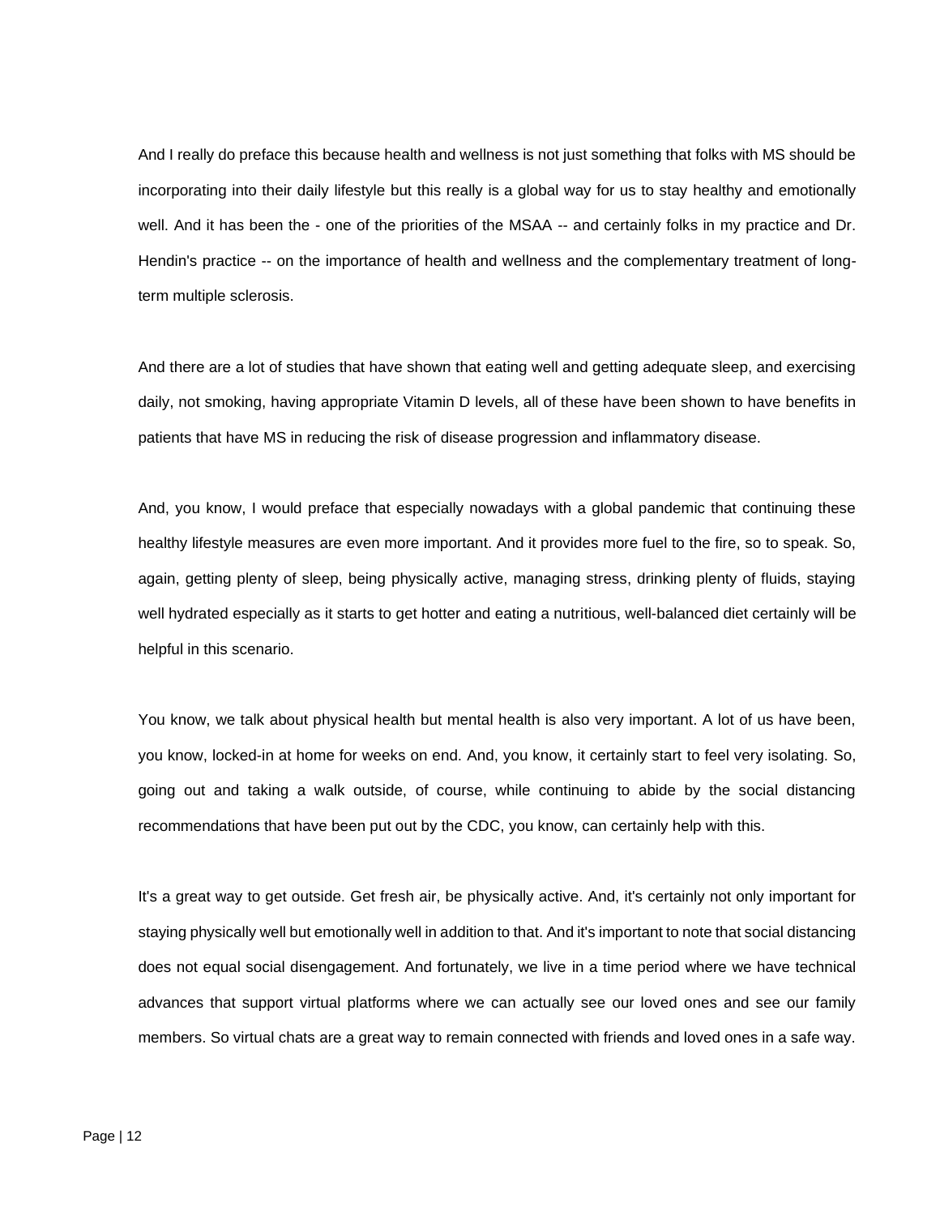And I really do preface this because health and wellness is not just something that folks with MS should be incorporating into their daily lifestyle but this really is a global way for us to stay healthy and emotionally well. And it has been the - one of the priorities of the MSAA -- and certainly folks in my practice and Dr. Hendin's practice -- on the importance of health and wellness and the complementary treatment of long-term multiple sclerosis.

And there are a lot of studies that have shown that eating well and getting adequate sleep, and exercising daily, not smoking, having appropriate Vitamin D levels, all of these have been shown to have benefits in patients that have MS in reducing the risk of disease progression and inflammatory disease.

And, you know, I would preface that especially nowadays with a global pandemic that continuing these healthy lifestyle measures are even more important. And it provides more fuel to the fire, so to speak. So, again, getting plenty of sleep, being physically active, managing stress, drinking plenty of fluids, staying well hydrated especially as it starts to get hotter and eating a nutritious, well-balanced diet certainly will be helpful in this scenario.

You know, we talk about physical health but mental health is also very important. A lot of us have been, you know, locked-in at home for weeks on end. And, you know, it certainly start to feel very isolating. So, going out and taking a walk outside, of course, while continuing to abide by the social distancing recommendations that have been put out by the CDC, you know, can certainly help with this.

It's a great way to get outside. Get fresh air, be physically active. And, it's certainly not only important for staying physically well but emotionally well in addition to that. And it's important to note that social distancing does not equal social disengagement. And fortunately, we live in a time period where we have technical advances that support virtual platforms where we can actually see our loved ones and see our family members. So virtual chats are a great way to remain connected with friends and loved ones in a safe way.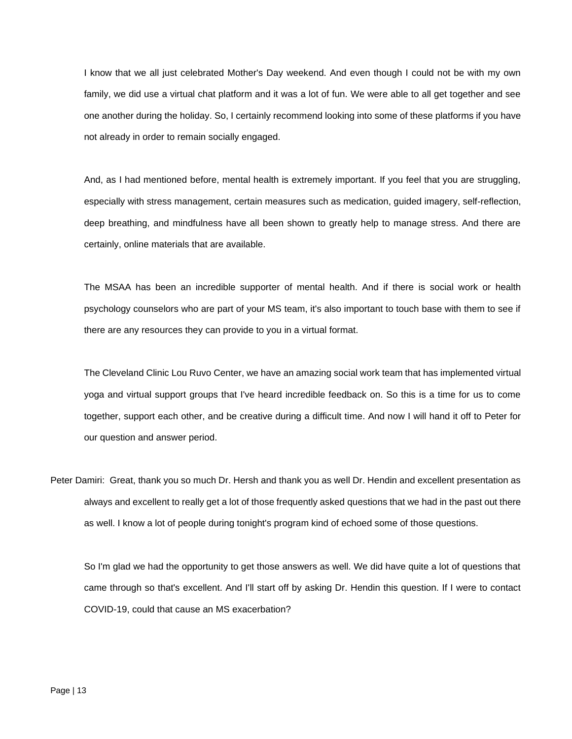I know that we all just celebrated Mother's Day weekend. And even though I could not be with my own family, we did use a virtual chat platform and it was a lot of fun. We were able to all get together and see one another during the holiday. So, I certainly recommend looking into some of these platforms if you have not already in order to remain socially engaged.

And, as I had mentioned before, mental health is extremely important. If you feel that you are struggling, especially with stress management, certain measures such as medication, guided imagery, self-reflection, deep breathing, and mindfulness have all been shown to greatly help to manage stress. And there are certainly, online materials that are available.

The MSAA has been an incredible supporter of mental health. And if there is social work or health psychology counselors who are part of your MS team, it's also important to touch base with them to see if there are any resources they can provide to you in a virtual format.

The Cleveland Clinic Lou Ruvo Center, we have an amazing social work team that has implemented virtual yoga and virtual support groups that I've heard incredible feedback on. So this is a time for us to come together, support each other, and be creative during a difficult time. And now I will hand it off to Peter for our question and answer period.

Peter Damiri: Great, thank you so much Dr. Hersh and thank you as well Dr. Hendin and excellent presentation as always and excellent to really get a lot of those frequently asked questions that we had in the past out there as well. I know a lot of people during tonight's program kind of echoed some of those questions.

So I'm glad we had the opportunity to get those answers as well. We did have quite a lot of questions that came through so that's excellent. And I'll start off by asking Dr. Hendin this question. If I were to contact COVID-19, could that cause an MS exacerbation?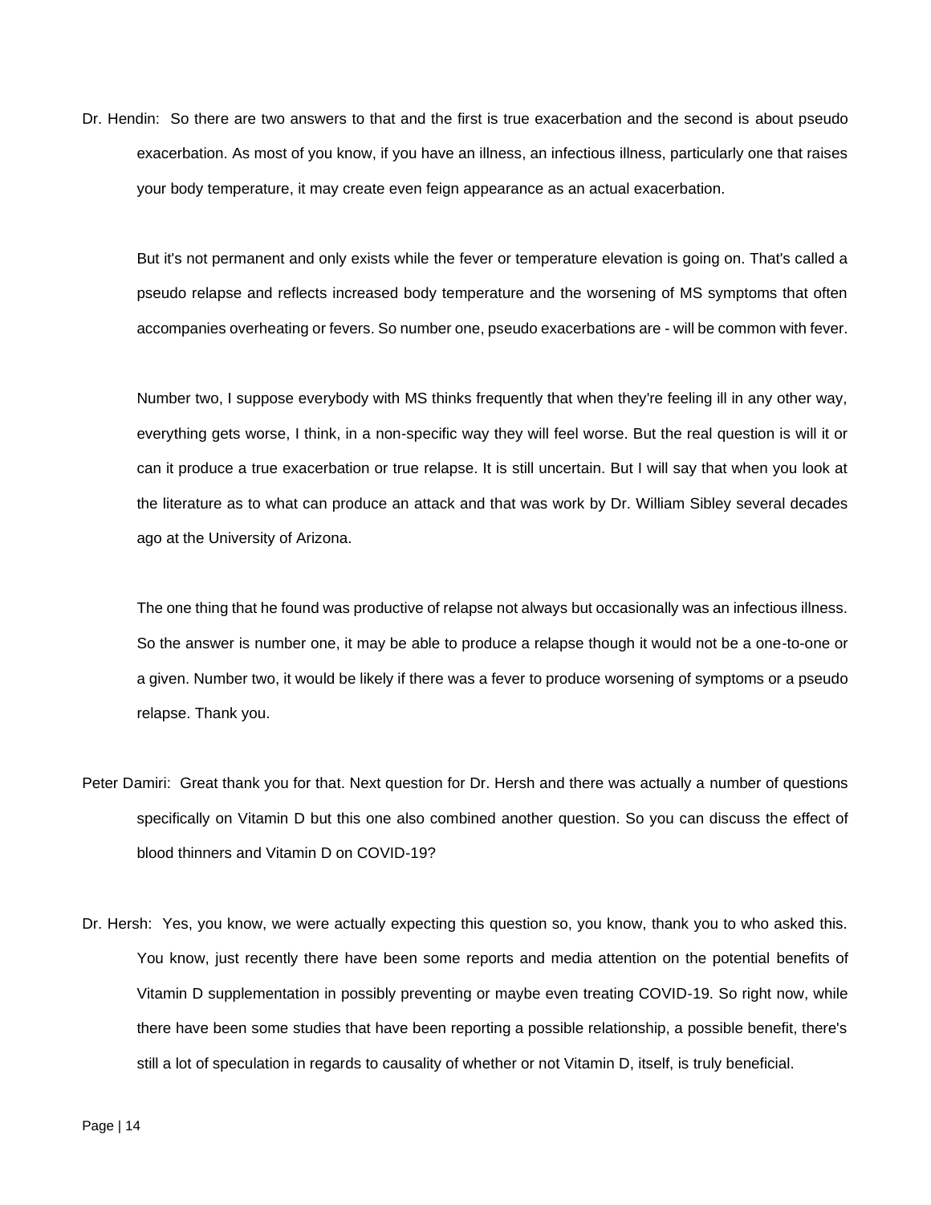Dr. Hendin: So there are two answers to that and the first is true exacerbation and the second is about pseudo exacerbation. As most of you know, if you have an illness, an infectious illness, particularly one that raises your body temperature, it may create even feign appearance as an actual exacerbation.

But it's not permanent and only exists while the fever or temperature elevation is going on. That's called a pseudo relapse and reflects increased body temperature and the worsening of MS symptoms that often accompanies overheating or fevers. So number one, pseudo exacerbations are - will be common with fever.

Number two, I suppose everybody with MS thinks frequently that when they're feeling ill in any other way, everything gets worse, I think, in a non-specific way they will feel worse. But the real question is will it or can it produce a true exacerbation or true relapse. It is still uncertain. But I will say that when you look at the literature as to what can produce an attack and that was work by Dr. William Sibley several decades ago at the University of Arizona.

The one thing that he found was productive of relapse not always but occasionally was an infectious illness. So the answer is number one, it may be able to produce a relapse though it would not be a one-to-one or a given. Number two, it would be likely if there was a fever to produce worsening of symptoms or a pseudo relapse. Thank you.

Peter Damiri: Great thank you for that. Next question for Dr. Hersh and there was actually a number of questions specifically on Vitamin D but this one also combined another question. So you can discuss the effect of blood thinners and Vitamin D on COVID-19?

Dr. Hersh: Yes, you know, we were actually expecting this question so, you know, thank you to who asked this. You know, just recently there have been some reports and media attention on the potential benefits of Vitamin D supplementation in possibly preventing or maybe even treating COVID-19. So right now, while there have been some studies that have been reporting a possible relationship, a possible benefit, there's still a lot of speculation in regards to causality of whether or not Vitamin D, itself, is truly beneficial.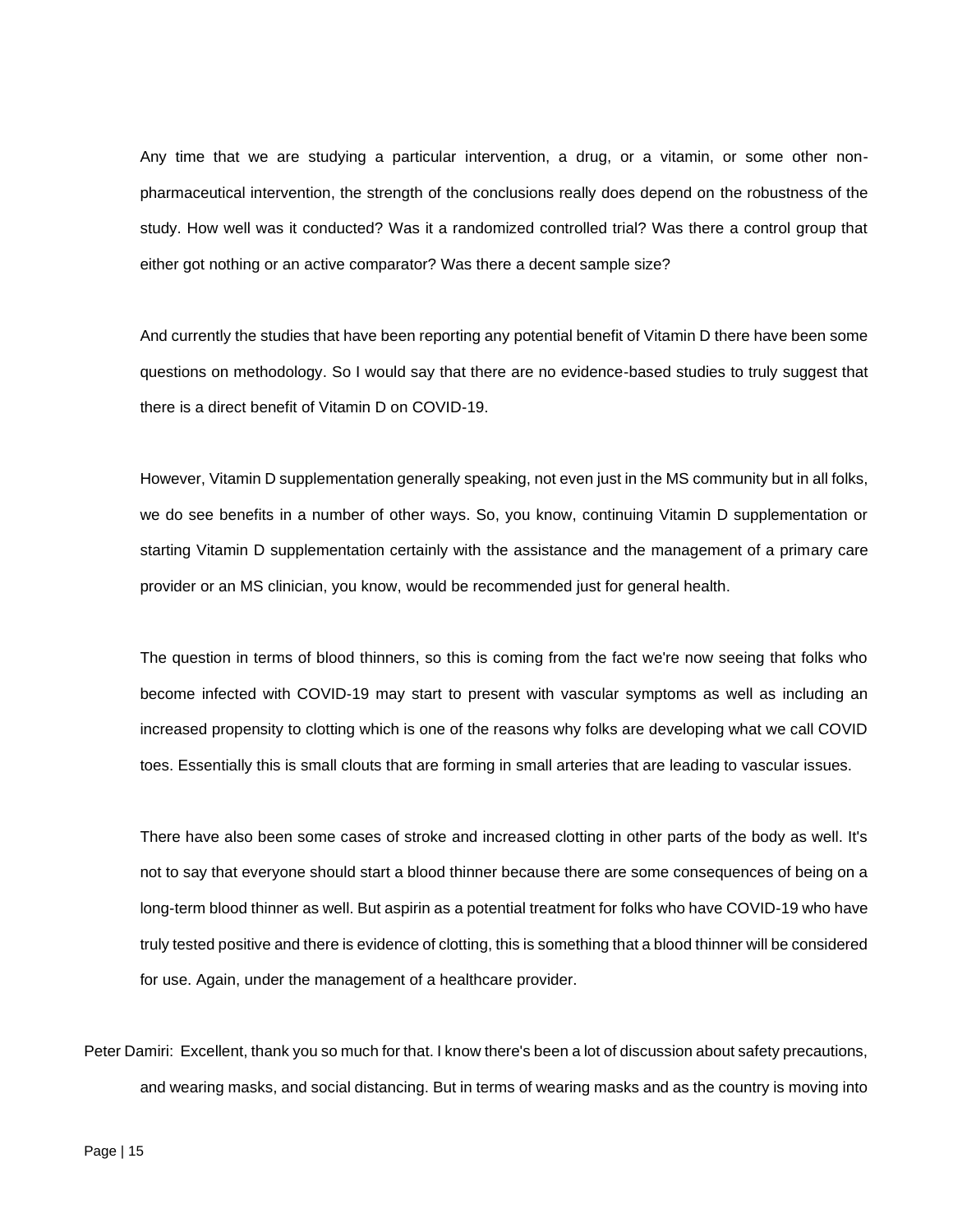Any time that we are studying a particular intervention, a drug, or a vitamin, or some other non-pharmaceutical intervention, the strength of the conclusions really does depend on the robustness of the study. How well was it conducted? Was it a randomized controlled trial? Was there a control group that either got nothing or an active comparator? Was there a decent sample size?

And currently the studies that have been reporting any potential benefit of Vitamin D there have been some questions on methodology. So I would say that there are no evidence-based studies to truly suggest that there is a direct benefit of Vitamin D on COVID-19.

However, Vitamin D supplementation generally speaking, not even just in the MS community but in all folks, we do see benefits in a number of other ways. So, you know, continuing Vitamin D supplementation or starting Vitamin D supplementation certainly with the assistance and the management of a primary care provider or an MS clinician, you know, would be recommended just for general health.

The question in terms of blood thinners, so this is coming from the fact we're now seeing that folks who become infected with COVID-19 may start to present with vascular symptoms as well as including an increased propensity to clotting which is one of the reasons why folks are developing what we call COVID toes. Essentially this is small clouts that are forming in small arteries that are leading to vascular issues.

There have also been some cases of stroke and increased clotting in other parts of the body as well. It's not to say that everyone should start a blood thinner because there are some consequences of being on a long-term blood thinner as well. But aspirin as a potential treatment for folks who have COVID-19 who have truly tested positive and there is evidence of clotting, this is something that a blood thinner will be considered for use. Again, under the management of a healthcare provider.

Peter Damiri: Excellent, thank you so much for that. I know there's been a lot of discussion about safety precautions, and wearing masks, and social distancing. But in terms of wearing masks and as the country is moving into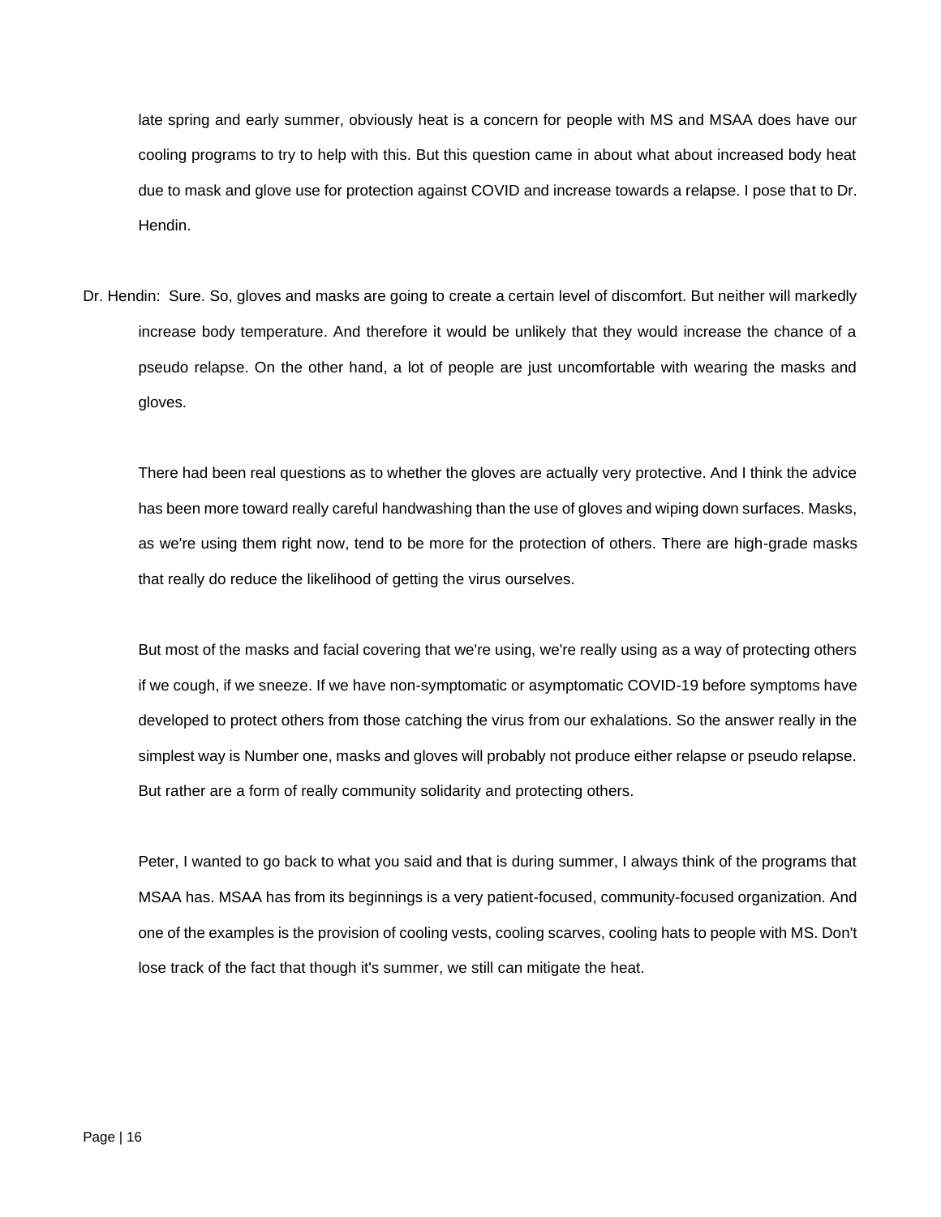late spring and early summer, obviously heat is a concern for people with MS and MSAA does have our cooling programs to try to help with this. But this question came in about what about increased body heat due to mask and glove use for protection against COVID and increase towards a relapse. I pose that to Dr. Hendin.

Dr. Hendin: Sure. So, gloves and masks are going to create a certain level of discomfort. But neither will markedly increase body temperature. And therefore it would be unlikely that they would increase the chance of a pseudo relapse. On the other hand, a lot of people are just uncomfortable with wearing the masks and gloves.

There had been real questions as to whether the gloves are actually very protective. And I think the advice has been more toward really careful handwashing than the use of gloves and wiping down surfaces. Masks, as we're using them right now, tend to be more for the protection of others. There are high-grade masks that really do reduce the likelihood of getting the virus ourselves.

But most of the masks and facial covering that we're using, we're really using as a way of protecting others if we cough, if we sneeze. If we have non-symptomatic or asymptomatic COVID-19 before symptoms have developed to protect others from those catching the virus from our exhalations. So the answer really in the simplest way is Number one, masks and gloves will probably not produce either relapse or pseudo relapse. But rather are a form of really community solidarity and protecting others.

Peter, I wanted to go back to what you said and that is during summer, I always think of the programs that MSAA has. MSAA has from its beginnings is a very patient-focused, community-focused organization. And one of the examples is the provision of cooling vests, cooling scarves, cooling hats to people with MS. Don't lose track of the fact that though it's summer, we still can mitigate the heat.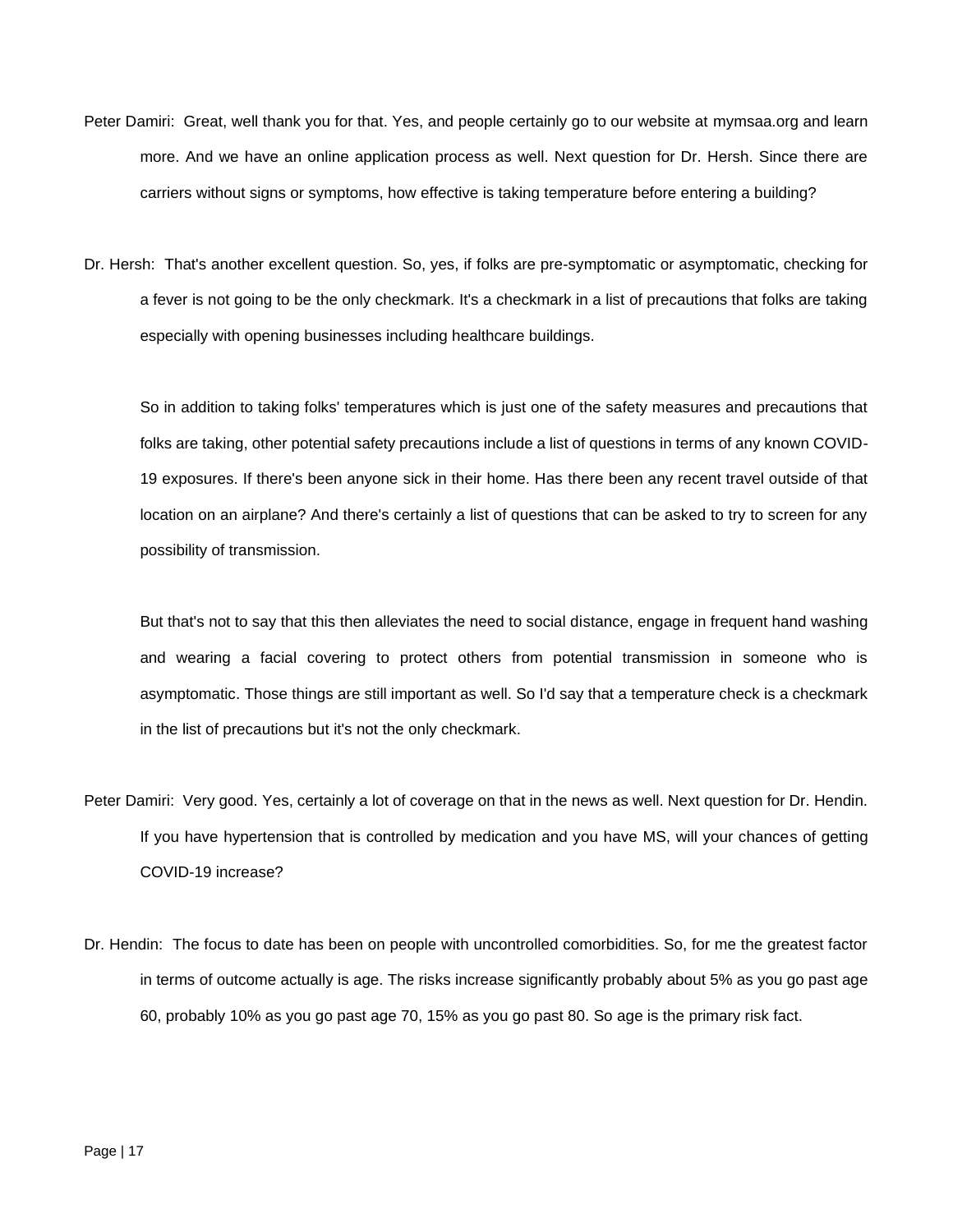Peter Damiri: Great, well thank you for that. Yes, and people certainly go to our website at mymsaa.org and learn more. And we have an online application process as well. Next question for Dr. Hersh. Since there are carriers without signs or symptoms, how effective is taking temperature before entering a building?

Dr. Hersh: That's another excellent question. So, yes, if folks are pre-symptomatic or asymptomatic, checking for a fever is not going to be the only checkmark. It's a checkmark in a list of precautions that folks are taking especially with opening businesses including healthcare buildings.

So in addition to taking folks' temperatures which is just one of the safety measures and precautions that folks are taking, other potential safety precautions include a list of questions in terms of any known COVID-19 exposures. If there's been anyone sick in their home. Has there been any recent travel outside of that location on an airplane? And there's certainly a list of questions that can be asked to try to screen for any possibility of transmission.

But that's not to say that this then alleviates the need to social distance, engage in frequent hand washing and wearing a facial covering to protect others from potential transmission in someone who is asymptomatic. Those things are still important as well. So I'd say that a temperature check is a checkmark in the list of precautions but it's not the only checkmark.

Peter Damiri: Very good. Yes, certainly a lot of coverage on that in the news as well. Next question for Dr. Hendin. If you have hypertension that is controlled by medication and you have MS, will your chances of getting COVID-19 increase?

Dr. Hendin: The focus to date has been on people with uncontrolled comorbidities. So, for me the greatest factor in terms of outcome actually is age. The risks increase significantly probably about 5% as you go past age 60, probably 10% as you go past age 70, 15% as you go past 80. So age is the primary risk fact.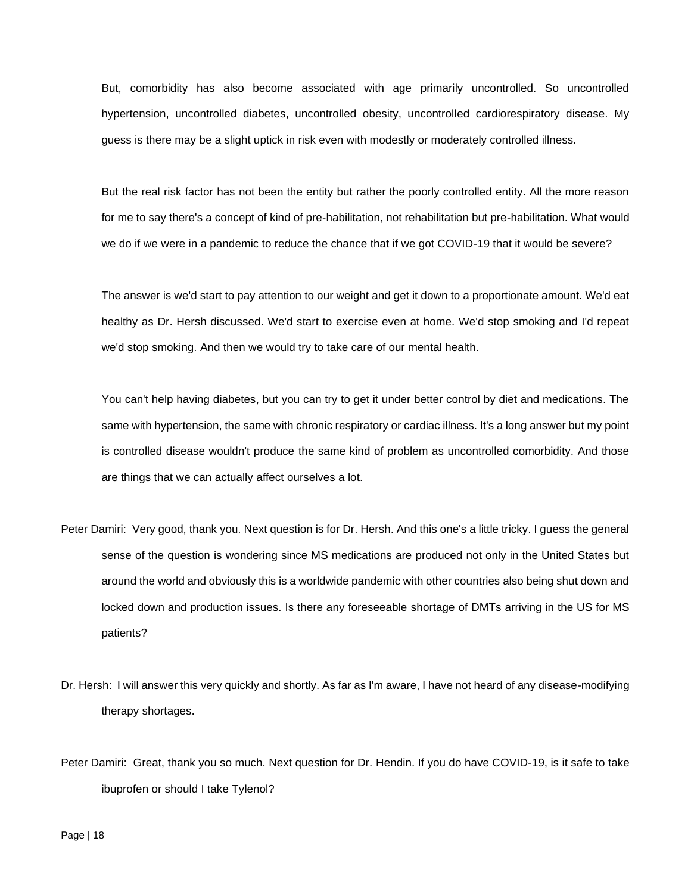But, comorbidity has also become associated with age primarily uncontrolled. So uncontrolled hypertension, uncontrolled diabetes, uncontrolled obesity, uncontrolled cardiorespiratory disease. My guess is there may be a slight uptick in risk even with modestly or moderately controlled illness.

But the real risk factor has not been the entity but rather the poorly controlled entity. All the more reason for me to say there's a concept of kind of pre-habilitation, not rehabilitation but pre-habilitation. What would we do if we were in a pandemic to reduce the chance that if we got COVID-19 that it would be severe?

The answer is we'd start to pay attention to our weight and get it down to a proportionate amount. We'd eat healthy as Dr. Hersh discussed. We'd start to exercise even at home. We'd stop smoking and I'd repeat we'd stop smoking. And then we would try to take care of our mental health.

You can't help having diabetes, but you can try to get it under better control by diet and medications. The same with hypertension, the same with chronic respiratory or cardiac illness. It's a long answer but my point is controlled disease wouldn't produce the same kind of problem as uncontrolled comorbidity. And those are things that we can actually affect ourselves a lot.

Peter Damiri: Very good, thank you. Next question is for Dr. Hersh. And this one's a little tricky. I guess the general sense of the question is wondering since MS medications are produced not only in the United States but around the world and obviously this is a worldwide pandemic with other countries also being shut down and locked down and production issues. Is there any foreseeable shortage of DMTs arriving in the US for MS patients?

Dr. Hersh: I will answer this very quickly and shortly. As far as I'm aware, I have not heard of any disease-modifying therapy shortages.

Peter Damiri: Great, thank you so much. Next question for Dr. Hendin. If you do have COVID-19, is it safe to take ibuprofen or should I take Tylenol?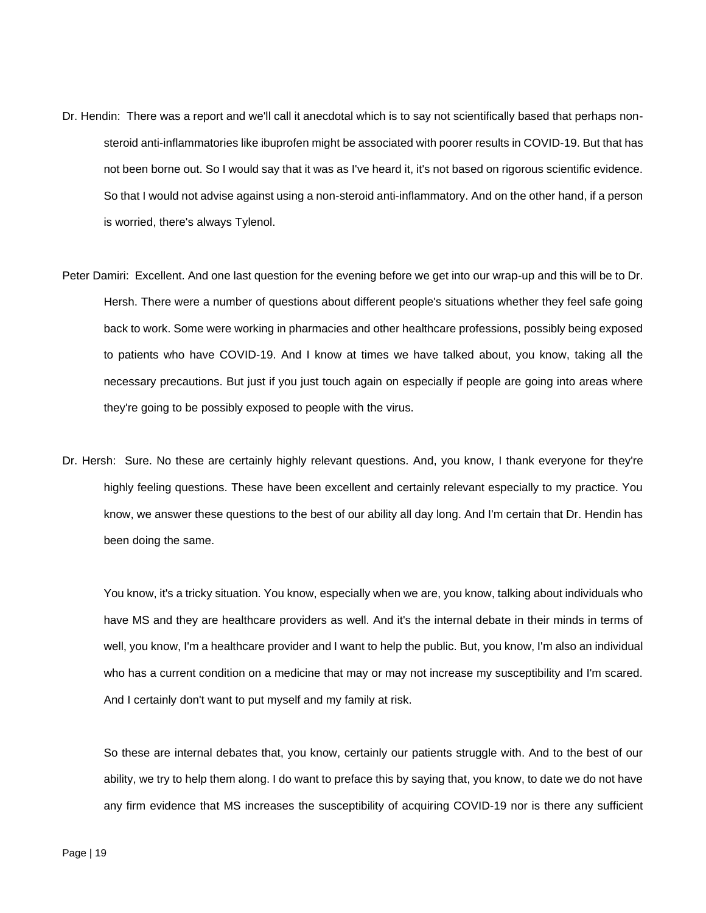Dr. Hendin: There was a report and we'll call it anecdotal which is to say not scientifically based that perhaps non-steroid anti-inflammatories like ibuprofen might be associated with poorer results in COVID-19. But that has not been borne out. So I would say that it was as I've heard it, it's not based on rigorous scientific evidence. So that I would not advise against using a non-steroid anti-inflammatory. And on the other hand, if a person is worried, there's always Tylenol.

Peter Damiri: Excellent. And one last question for the evening before we get into our wrap-up and this will be to Dr. Hersh. There were a number of questions about different people's situations whether they feel safe going back to work. Some were working in pharmacies and other healthcare professions, possibly being exposed to patients who have COVID-19. And I know at times we have talked about, you know, taking all the necessary precautions. But just if you just touch again on especially if people are going into areas where they're going to be possibly exposed to people with the virus.

Dr. Hersh: Sure. No these are certainly highly relevant questions. And, you know, I thank everyone for they're highly feeling questions. These have been excellent and certainly relevant especially to my practice. You know, we answer these questions to the best of our ability all day long. And I'm certain that Dr. Hendin has been doing the same.

You know, it's a tricky situation. You know, especially when we are, you know, talking about individuals who have MS and they are healthcare providers as well. And it's the internal debate in their minds in terms of well, you know, I'm a healthcare provider and I want to help the public. But, you know, I'm also an individual who has a current condition on a medicine that may or may not increase my susceptibility and I'm scared. And I certainly don't want to put myself and my family at risk.

So these are internal debates that, you know, certainly our patients struggle with. And to the best of our ability, we try to help them along. I do want to preface this by saying that, you know, to date we do not have any firm evidence that MS increases the susceptibility of acquiring COVID-19 nor is there any sufficient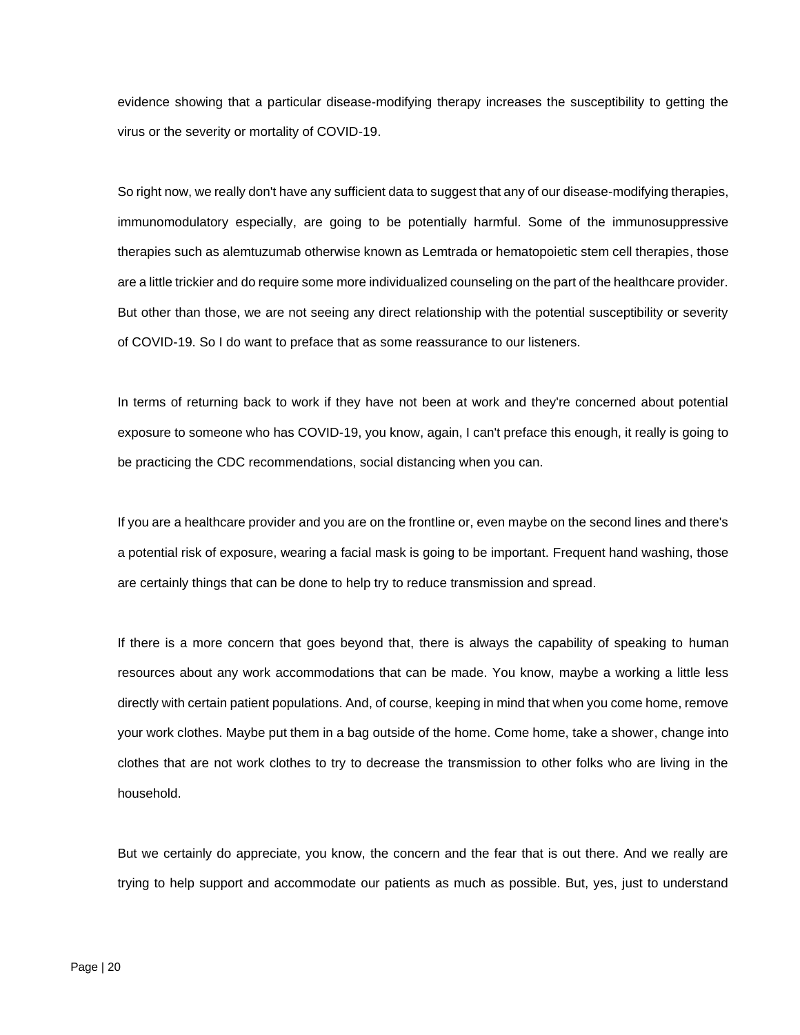evidence showing that a particular disease-modifying therapy increases the susceptibility to getting the virus or the severity or mortality of COVID-19.

So right now, we really don't have any sufficient data to suggest that any of our disease-modifying therapies, immunomodulatory especially, are going to be potentially harmful. Some of the immunosuppressive therapies such as alemtuzumab otherwise known as Lemtrada or hematopoietic stem cell therapies, those are a little trickier and do require some more individualized counseling on the part of the healthcare provider. But other than those, we are not seeing any direct relationship with the potential susceptibility or severity of COVID-19. So I do want to preface that as some reassurance to our listeners.

In terms of returning back to work if they have not been at work and they're concerned about potential exposure to someone who has COVID-19, you know, again, I can't preface this enough, it really is going to be practicing the CDC recommendations, social distancing when you can.

If you are a healthcare provider and you are on the frontline or, even maybe on the second lines and there's a potential risk of exposure, wearing a facial mask is going to be important. Frequent hand washing, those are certainly things that can be done to help try to reduce transmission and spread.

If there is a more concern that goes beyond that, there is always the capability of speaking to human resources about any work accommodations that can be made. You know, maybe a working a little less directly with certain patient populations. And, of course, keeping in mind that when you come home, remove your work clothes. Maybe put them in a bag outside of the home. Come home, take a shower, change into clothes that are not work clothes to try to decrease the transmission to other folks who are living in the household.

But we certainly do appreciate, you know, the concern and the fear that is out there. And we really are trying to help support and accommodate our patients as much as possible. But, yes, just to understand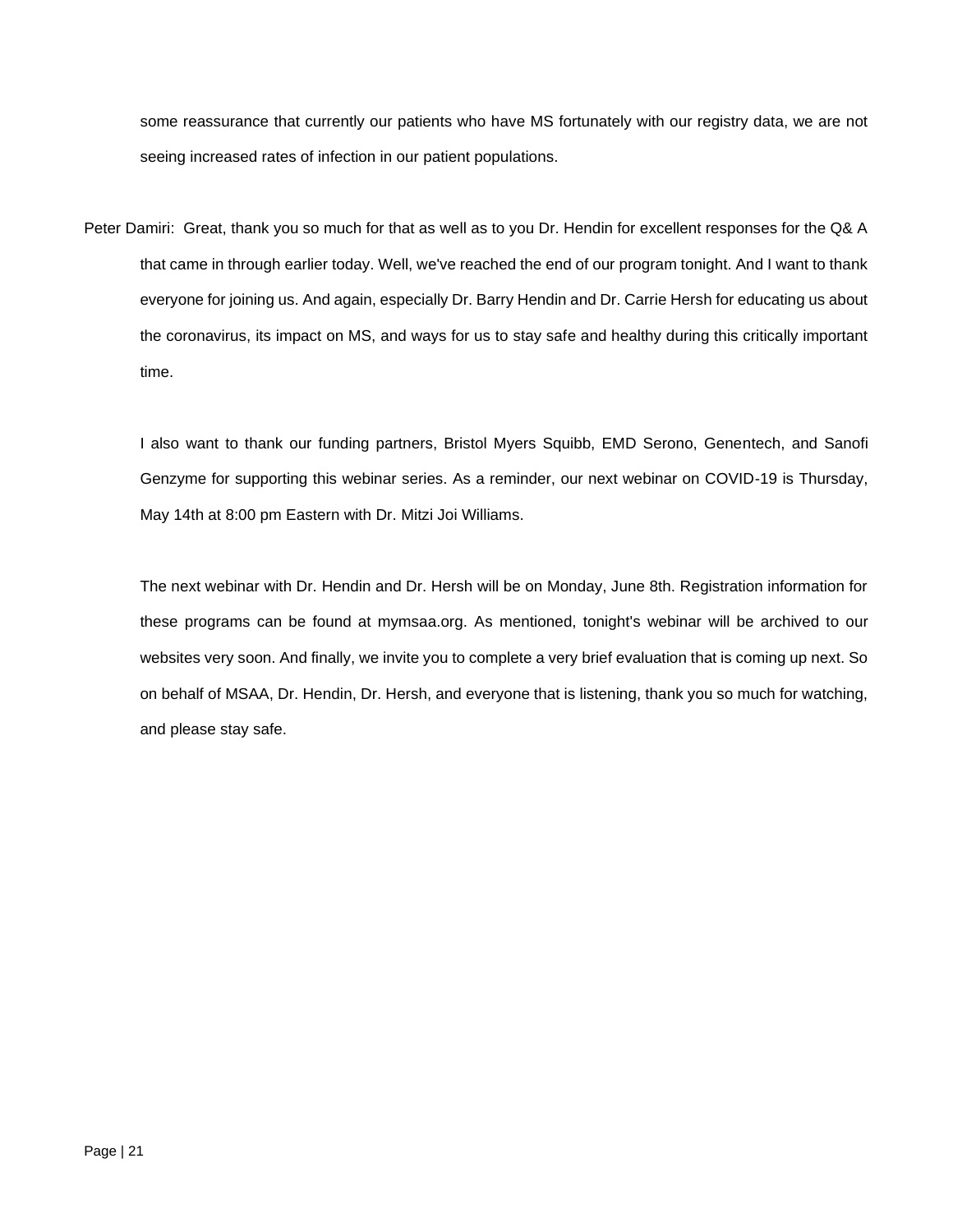some reassurance that currently our patients who have MS fortunately with our registry data, we are not seeing increased rates of infection in our patient populations.

Peter Damiri: Great, thank you so much for that as well as to you Dr. Hendin for excellent responses for the Q& A that came in through earlier today. Well, we've reached the end of our program tonight. And I want to thank everyone for joining us. And again, especially Dr. Barry Hendin and Dr. Carrie Hersh for educating us about the coronavirus, its impact on MS, and ways for us to stay safe and healthy during this critically important time.

I also want to thank our funding partners, Bristol Myers Squibb, EMD Serono, Genentech, and Sanofi Genzyme for supporting this webinar series. As a reminder, our next webinar on COVID-19 is Thursday, May 14th at 8:00 pm Eastern with Dr. Mitzi Joi Williams.

The next webinar with Dr. Hendin and Dr. Hersh will be on Monday, June 8th. Registration information for these programs can be found at mymsaa.org. As mentioned, tonight's webinar will be archived to our websites very soon. And finally, we invite you to complete a very brief evaluation that is coming up next. So on behalf of MSAA, Dr. Hendin, Dr. Hersh, and everyone that is listening, thank you so much for watching, and please stay safe.